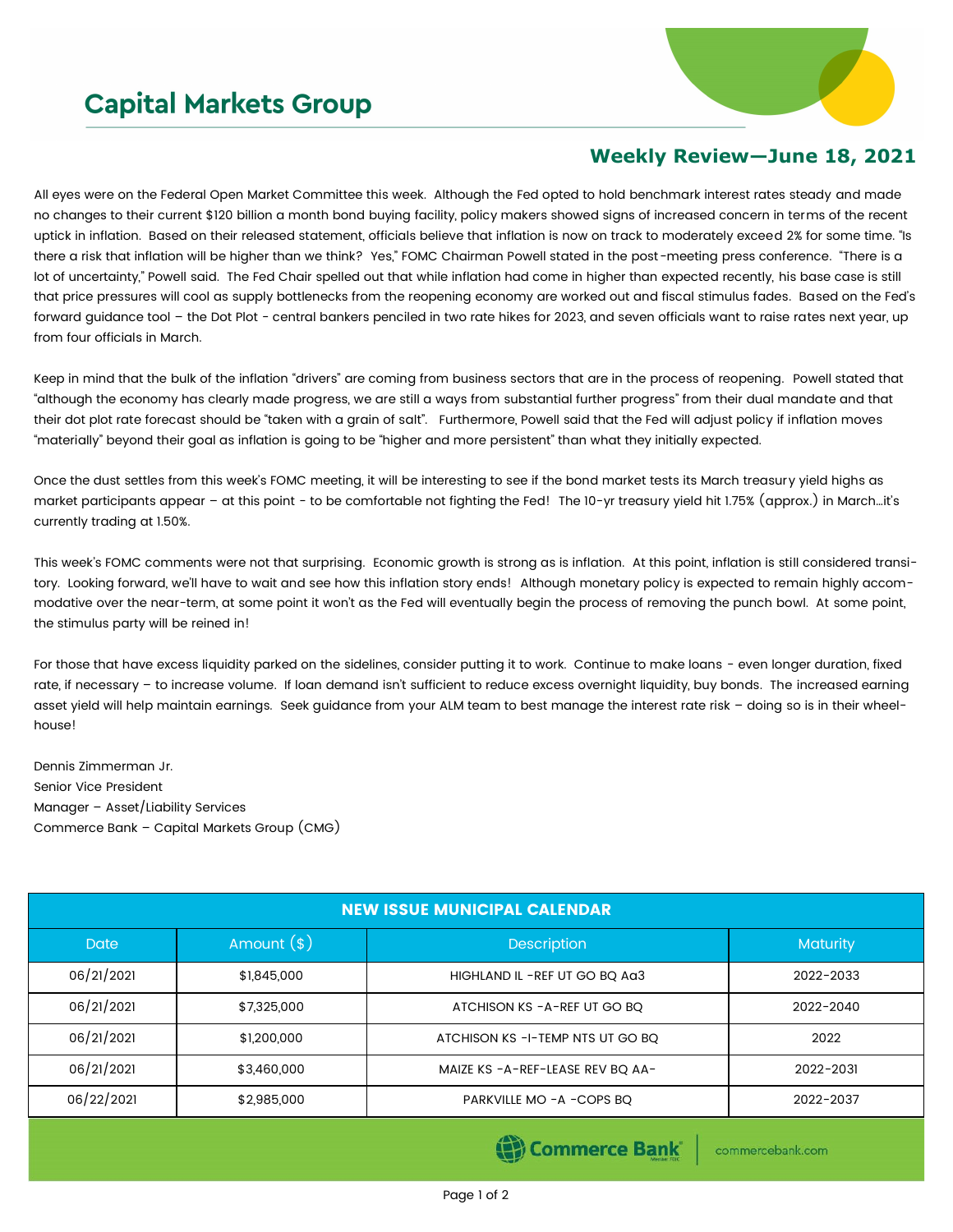# Capital Markets Group

## Weekly Review—June 18, 2021

All eyes were on the Federal Open Market Committee this week. Although the Fed opted to hold benchmark interest rates steady and made no changes to their current $120 billion a month bond buying facility, policy makers showed signs of increased concern in terms of the recent uptick in inflation. Based on their released statement, officials believe that inflation is now on track to moderately exceed 2% for some time. "Is there a risk that inflation will be higher than we think? Yes," FOMC Chairman Powell stated in the post-meeting press conference. "There is a lot of uncertainty," Powell said. The Fed Chair spelled out that while inflation had come in higher than expected recently, his base case is still that price pressures will cool as supply bottlenecks from the reopening economy are worked out and fiscal stimulus fades. Based on the Fed's forward guidance tool – the Dot Plot - central bankers penciled in two rate hikes for 2023, and seven officials want to raise rates next year, up from four officials in March.

Keep in mind that the bulk of the inflation "drivers" are coming from business sectors that are in the process of reopening. Powell stated that "although the economy has clearly made progress, we are still a ways from substantial further progress" from their dual mandate and that their dot plot rate forecast should be "taken with a grain of salt". Furthermore, Powell said that the Fed will adjust policy if inflation moves "materially" beyond their goal as inflation is going to be "higher and more persistent" than what they initially expected.

Once the dust settles from this week's FOMC meeting, it will be interesting to see if the bond market tests its March treasury yield highs as market participants appear – at this point - to be comfortable not fighting the Fed! The 10-yr treasury yield hit 1.75% (approx.) in March…it's currently trading at 1.50%.

This week's FOMC comments were not that surprising. Economic growth is strong as is inflation. At this point, inflation is still considered transitory. Looking forward, we'll have to wait and see how this inflation story ends! Although monetary policy is expected to remain highly accommodative over the near-term, at some point it won't as the Fed will eventually begin the process of removing the punch bowl. At some point, the stimulus party will be reined in!

For those that have excess liquidity parked on the sidelines, consider putting it to work. Continue to make loans - even longer duration, fixed rate, if necessary – to increase volume. If loan demand isn't sufficient to reduce excess overnight liquidity, buy bonds. The increased earning asset yield will help maintain earnings. Seek guidance from your ALM team to best manage the interest rate risk – doing so is in their wheelhouse!

Dennis Zimmerman Jr.
Senior Vice President
Manager – Asset/Liability Services
Commerce Bank – Capital Markets Group (CMG)

| NEW ISSUE MUNICIPAL CALENDAR | | | |
|---|---|---|---|
| Date | Amount ($) | Description | Maturity |
| 06/21/2021 | $1,845,000 | HIGHLAND IL -REF UT GO BQ Aa3 | 2022-2033 |
| 06/21/2021 | $7,325,000 | ATCHISON KS -A-REF UT GO BQ | 2022-2040 |
| 06/21/2021 | $1,200,000 | ATCHISON KS -I-TEMP NTS UT GO BQ | 2022 |
| 06/21/2021 | $3,460,000 | MAIZE KS -A-REF-LEASE REV BQ AA- | 2022-2031 |
| 06/22/2021 | $2,985,000 | PARKVILLE MO -A -COPS BQ | 2022-2037 |

Commerce Bank | commercebank.com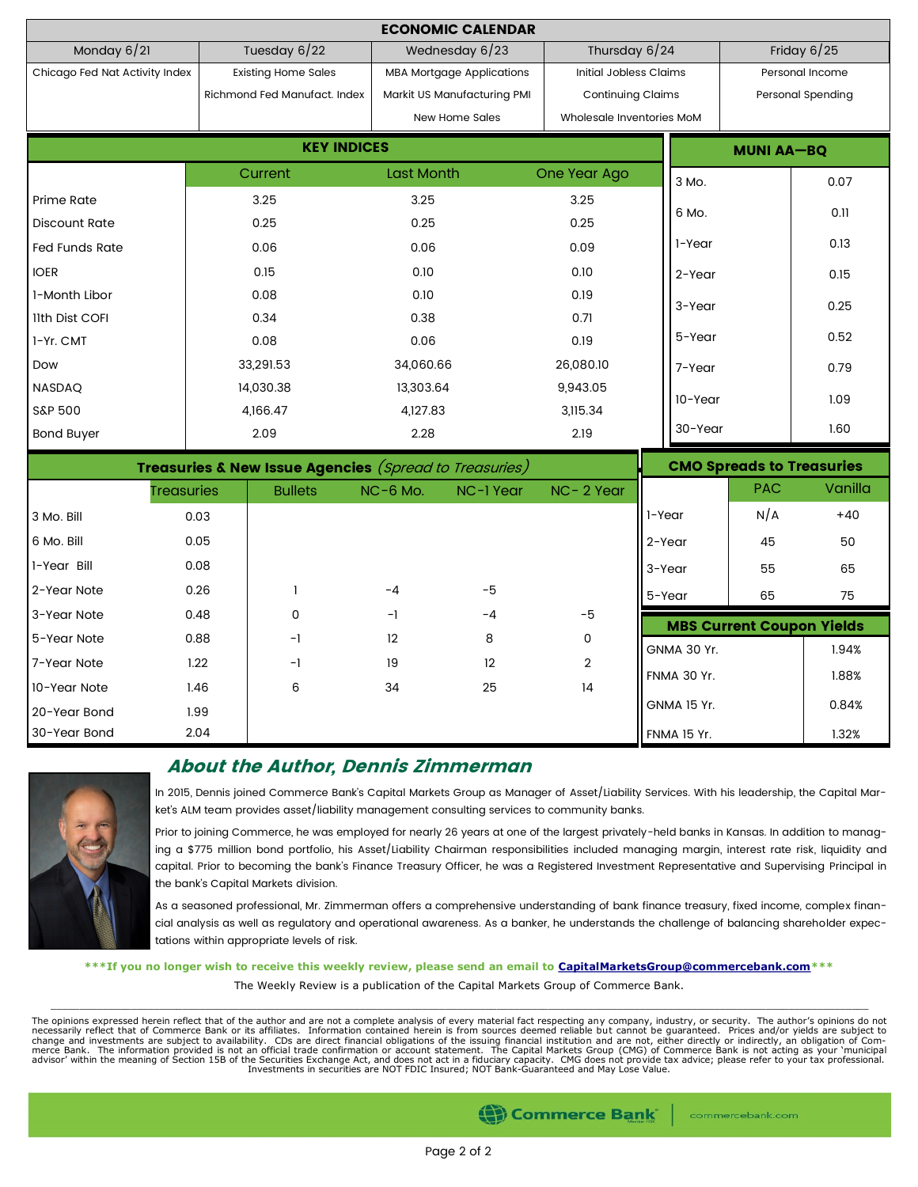## ECONOMIC CALENDAR

| Monday 6/21 | Tuesday 6/22 | Wednesday 6/23 | Thursday 6/24 | Friday 6/25 |
|---|---|---|---|---|
| Chicago Fed Nat Activity Index | Existing Home Sales | MBA Mortgage Applications | Initial Jobless Claims | Personal Income |
| | Richmond Fed Manufact. Index | Markit US Manufacturing PMI | Continuing Claims | Personal Spending |
| | | New Home Sales | Wholesale Inventories MoM | |

## KEY INDICES

| | Current | Last Month | One Year Ago |
|---|---|---|---|
| Prime Rate | 3.25 | 3.25 | 3.25 |
| Discount Rate | 0.25 | 0.25 | 0.25 |
| Fed Funds Rate | 0.06 | 0.06 | 0.09 |
| IOER | 0.15 | 0.10 | 0.10 |
| 1-Month Libor | 0.08 | 0.10 | 0.19 |
| 11th Dist COFI | 0.34 | 0.38 | 0.71 |
| 1-Yr. CMT | 0.08 | 0.06 | 0.19 |
| Dow | 33,291.53 | 34,060.66 | 26,080.10 |
| NASDAQ | 14,030.38 | 13,303.64 | 9,943.05 |
| S&P 500 | 4,166.47 | 4,127.83 | 3,115.34 |
| Bond Buyer | 2.09 | 2.28 | 2.19 |

## MUNI AA—BQ

| | |
|---|---|
| 3 Mo. | 0.07 |
| 6 Mo. | 0.11 |
| 1-Year | 0.13 |
| 2-Year | 0.15 |
| 3-Year | 0.25 |
| 5-Year | 0.52 |
| 7-Year | 0.79 |
| 10-Year | 1.09 |
| 30-Year | 1.60 |

## Treasuries & New Issue Agencies *(Spread to Treasuries)*

| | Treasuries | Bullets | NC-6 Mo. | NC-1 Year | NC- 2 Year |
|---|---|---|---|---|---|
| 3 Mo. Bill | 0.03 | | | | |
| 6 Mo. Bill | 0.05 | | | | |
| 1-Year Bill | 0.08 | | | | |
| 2-Year Note | 0.26 | 1 | -4 | -5 | |
| 3-Year Note | 0.48 | 0 | -1 | -4 | -5 |
| 5-Year Note | 0.88 | -1 | 12 | 8 | 0 |
| 7-Year Note | 1.22 | -1 | 19 | 12 | 2 |
| 10-Year Note | 1.46 | 6 | 34 | 25 | 14 |
| 20-Year Bond | 1.99 | | | | |
| 30-Year Bond | 2.04 | | | | |

## CMO Spreads to Treasuries

| | PAC | Vanilla |
|---|---|---|
| 1-Year | N/A | +40 |
| 2-Year | 45 | 50 |
| 3-Year | 55 | 65 |
| 5-Year | 65 | 75 |

## MBS Current Coupon Yields

| | |
|---|---|
| GNMA 30 Yr. | 1.94% |
| FNMA 30 Yr. | 1.88% |
| GNMA 15 Yr. | 0.84% |
| FNMA 15 Yr. | 1.32% |

## *About the Author, Dennis Zimmerman*

In 2015, Dennis joined Commerce Bank's Capital Markets Group as Manager of Asset/Liability Services. With his leadership, the Capital Market's ALM team provides asset/liability management consulting services to community banks.

Prior to joining Commerce, he was employed for nearly 26 years at one of the largest privately-held banks in Kansas. In addition to managing a $775 million bond portfolio, his Asset/Liability Chairman responsibilities included managing margin, interest rate risk, liquidity and capital. Prior to becoming the bank's Finance Treasury Officer, he was a Registered Investment Representative and Supervising Principal in the bank's Capital Markets division.

As a seasoned professional, Mr. Zimmerman offers a comprehensive understanding of bank finance treasury, fixed income, complex financial analysis as well as regulatory and operational awareness. As a banker, he understands the challenge of balancing shareholder expectations within appropriate levels of risk.

**\*\*\*If you no longer wish to receive this weekly review, please send an email to CapitalMarketsGroup@commercebank.com\*\*\***

The Weekly Review is a publication of the Capital Markets Group of Commerce Bank.

The opinions expressed herein reflect that of the author and are not a complete analysis of every material fact respecting any company, industry, or security. The author's opinions do not necessarily reflect that of Commerce Bank or its affiliates. Information contained herein is from sources deemed reliable but cannot be guaranteed. Prices and/or yields are subject to change and investments are subject to availability. CDs are direct financial obligations of the issuing financial institution and are not, either directly or indirectly, an obligation of Commerce Bank. The information provided is not an official trade confirmation or account statement. The Capital Markets Group (CMG) of Commerce Bank is not acting as your 'municipal advisor' within the meaning of Section 15B of the Securities Exchange Act, and does not act in a fiduciary capacity. CMG does not provide tax advice; please refer to your tax professional. Investments in securities are NOT FDIC Insured; NOT Bank-Guaranteed and May Lose Value.

Commerce Bank | commercebank.com